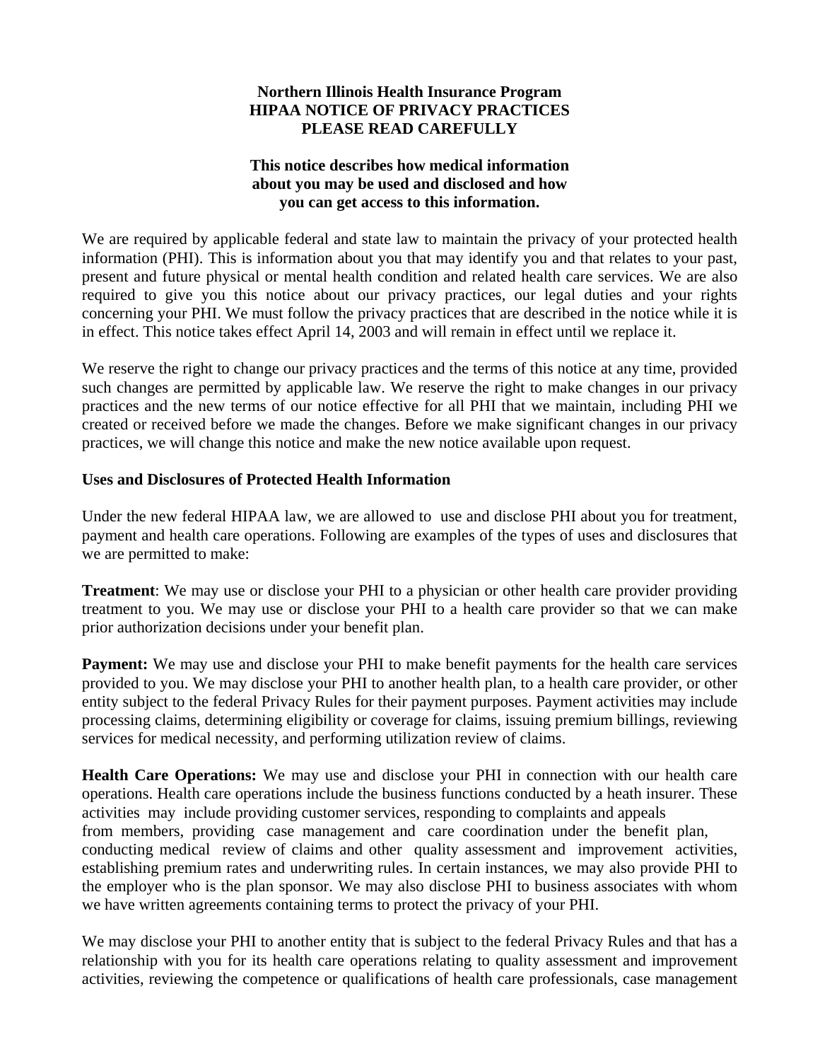**Northern Illinois Health Insurance Program**
**HIPAA NOTICE OF PRIVACY PRACTICES**
**PLEASE READ CAREFULLY**

**This notice describes how medical information about you may be used and disclosed and how you can get access to this information.**

We are required by applicable federal and state law to maintain the privacy of your protected health information (PHI). This is information about you that may identify you and that relates to your past, present and future physical or mental health condition and related health care services. We are also required to give you this notice about our privacy practices, our legal duties and your rights concerning your PHI. We must follow the privacy practices that are described in the notice while it is in effect. This notice takes effect April 14, 2003 and will remain in effect until we replace it.

We reserve the right to change our privacy practices and the terms of this notice at any time, provided such changes are permitted by applicable law. We reserve the right to make changes in our privacy practices and the new terms of our notice effective for all PHI that we maintain, including PHI we created or received before we made the changes. Before we make significant changes in our privacy practices, we will change this notice and make the new notice available upon request.

**Uses and Disclosures of Protected Health Information**

Under the new federal HIPAA law, we are allowed to use and disclose PHI about you for treatment, payment and health care operations. Following are examples of the types of uses and disclosures that we are permitted to make:

**Treatment**: We may use or disclose your PHI to a physician or other health care provider providing treatment to you. We may use or disclose your PHI to a health care provider so that we can make prior authorization decisions under your benefit plan.

**Payment:** We may use and disclose your PHI to make benefit payments for the health care services provided to you. We may disclose your PHI to another health plan, to a health care provider, or other entity subject to the federal Privacy Rules for their payment purposes. Payment activities may include processing claims, determining eligibility or coverage for claims, issuing premium billings, reviewing services for medical necessity, and performing utilization review of claims.

**Health Care Operations:** We may use and disclose your PHI in connection with our health care operations. Health care operations include the business functions conducted by a heath insurer. These activities may include providing customer services, responding to complaints and appeals from members, providing case management and care coordination under the benefit plan, conducting medical review of claims and other quality assessment and improvement activities, establishing premium rates and underwriting rules. In certain instances, we may also provide PHI to the employer who is the plan sponsor. We may also disclose PHI to business associates with whom we have written agreements containing terms to protect the privacy of your PHI.

We may disclose your PHI to another entity that is subject to the federal Privacy Rules and that has a relationship with you for its health care operations relating to quality assessment and improvement activities, reviewing the competence or qualifications of health care professionals, case management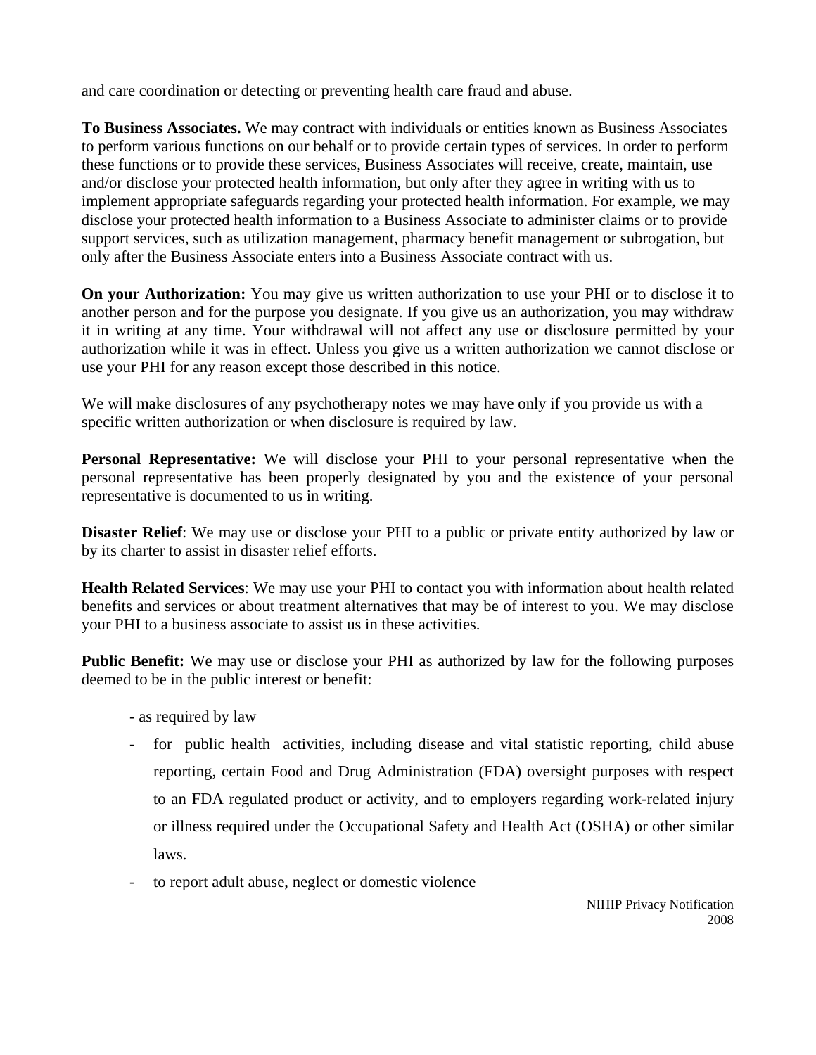and care coordination or detecting or preventing health care fraud and abuse.

**To Business Associates.** We may contract with individuals or entities known as Business Associates to perform various functions on our behalf or to provide certain types of services. In order to perform these functions or to provide these services, Business Associates will receive, create, maintain, use and/or disclose your protected health information, but only after they agree in writing with us to implement appropriate safeguards regarding your protected health information. For example, we may disclose your protected health information to a Business Associate to administer claims or to provide support services, such as utilization management, pharmacy benefit management or subrogation, but only after the Business Associate enters into a Business Associate contract with us.

**On your Authorization:** You may give us written authorization to use your PHI or to disclose it to another person and for the purpose you designate. If you give us an authorization, you may withdraw it in writing at any time. Your withdrawal will not affect any use or disclosure permitted by your authorization while it was in effect. Unless you give us a written authorization we cannot disclose or use your PHI for any reason except those described in this notice.

We will make disclosures of any psychotherapy notes we may have only if you provide us with a specific written authorization or when disclosure is required by law.

**Personal Representative:** We will disclose your PHI to your personal representative when the personal representative has been properly designated by you and the existence of your personal representative is documented to us in writing.

**Disaster Relief**: We may use or disclose your PHI to a public or private entity authorized by law or by its charter to assist in disaster relief efforts.

**Health Related Services**: We may use your PHI to contact you with information about health related benefits and services or about treatment alternatives that may be of interest to you. We may disclose your PHI to a business associate to assist us in these activities.

**Public Benefit:** We may use or disclose your PHI as authorized by law for the following purposes deemed to be in the public interest or benefit:

- as required by law
- for public health activities, including disease and vital statistic reporting, child abuse reporting, certain Food and Drug Administration (FDA) oversight purposes with respect to an FDA regulated product or activity, and to employers regarding work-related injury or illness required under the Occupational Safety and Health Act (OSHA) or other similar laws.
- to report adult abuse, neglect or domestic violence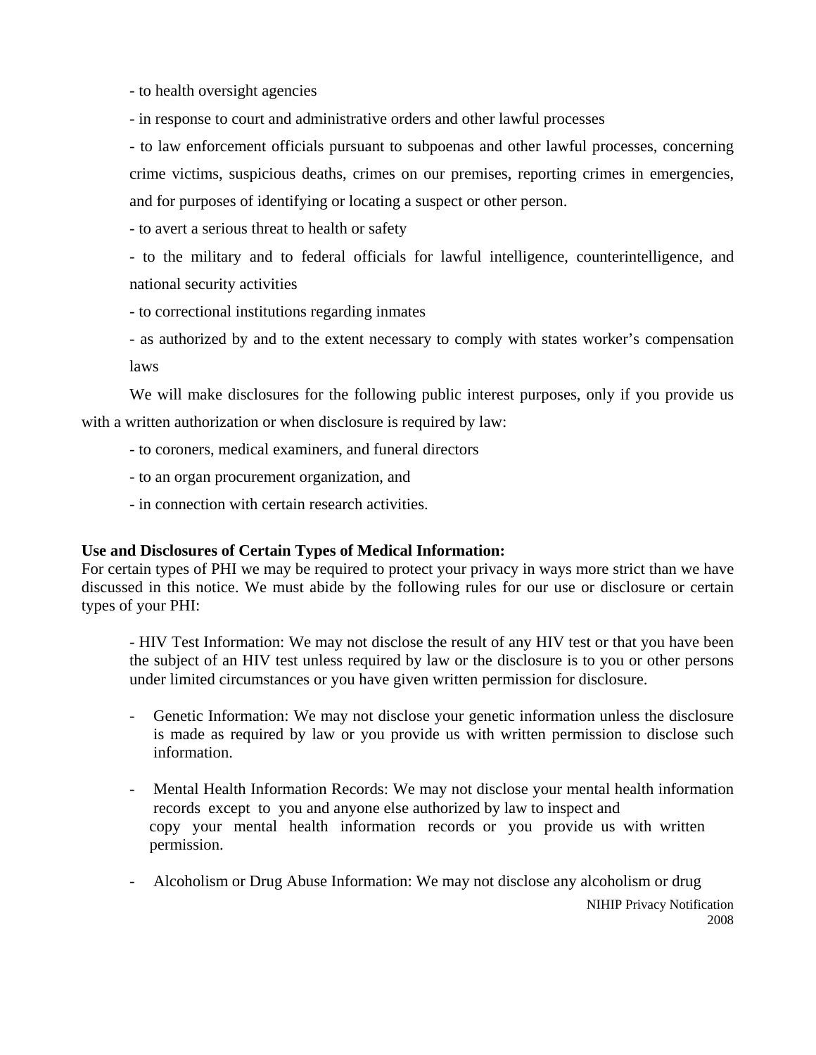- to health oversight agencies

- in response to court and administrative orders and other lawful processes

- to law enforcement officials pursuant to subpoenas and other lawful processes, concerning crime victims, suspicious deaths, crimes on our premises, reporting crimes in emergencies, and for purposes of identifying or locating a suspect or other person.

- to avert a serious threat to health or safety

- to the military and to federal officials for lawful intelligence, counterintelligence, and national security activities

- to correctional institutions regarding inmates

- as authorized by and to the extent necessary to comply with states worker's compensation laws

We will make disclosures for the following public interest purposes, only if you provide us with a written authorization or when disclosure is required by law:

- to coroners, medical examiners, and funeral directors

- to an organ procurement organization, and

- in connection with certain research activities.

**Use and Disclosures of Certain Types of Medical Information:**
For certain types of PHI we may be required to protect your privacy in ways more strict than we have discussed in this notice. We must abide by the following rules for our use or disclosure or certain types of your PHI:

- HIV Test Information: We may not disclose the result of any HIV test or that you have been the subject of an HIV test unless required by law or the disclosure is to you or other persons under limited circumstances or you have given written permission for disclosure.

- Genetic Information: We may not disclose your genetic information unless the disclosure is made as required by law or you provide us with written permission to disclose such information.

- Mental Health Information Records: We may not disclose your mental health information records except to you and anyone else authorized by law to inspect and copy your mental health information records or you provide us with written permission.

- Alcoholism or Drug Abuse Information: We may not disclose any alcoholism or drug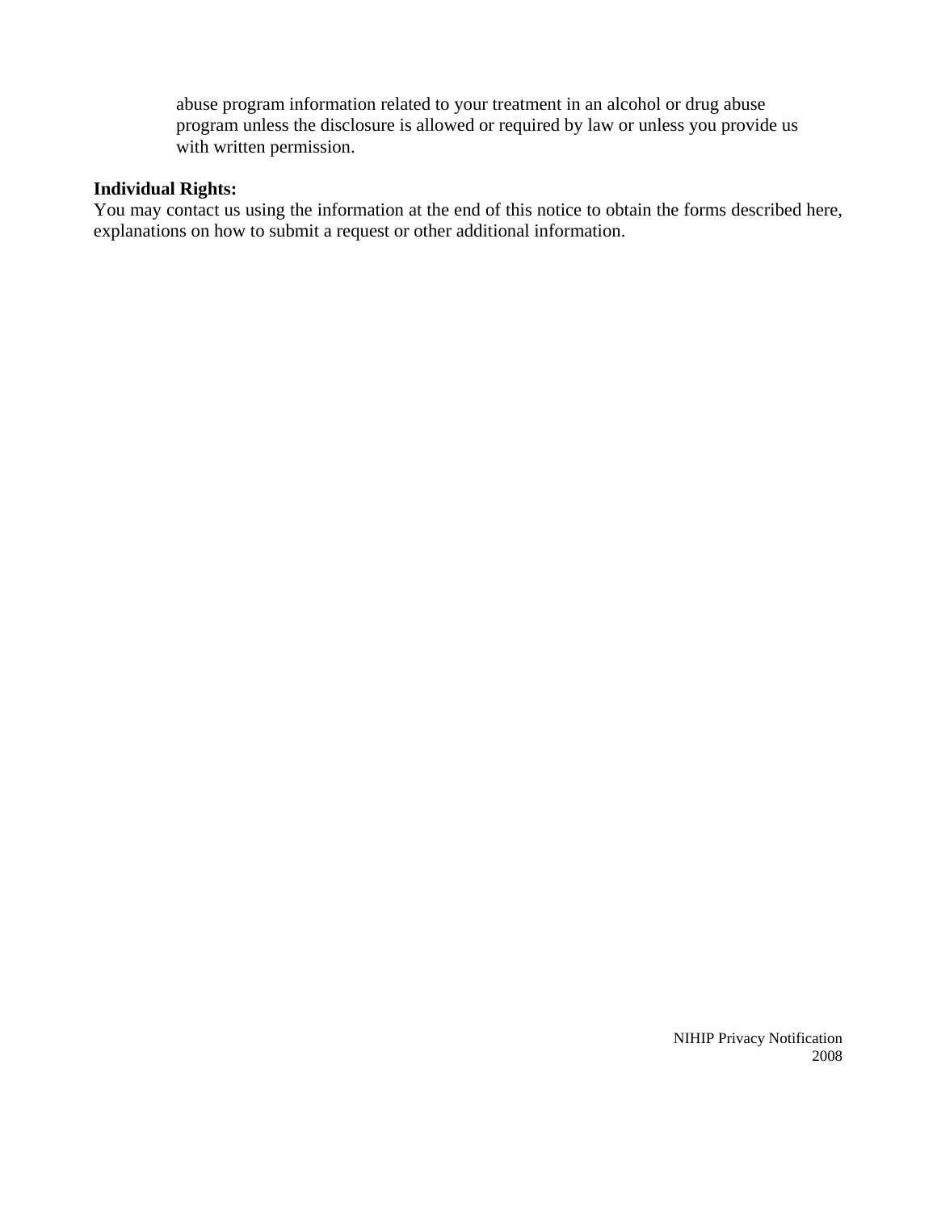abuse program information related to your treatment in an alcohol or drug abuse program unless the disclosure is allowed or required by law or unless you provide us with written permission.

**Individual Rights:**
You may contact us using the information at the end of this notice to obtain the forms described here, explanations on how to submit a request or other additional information.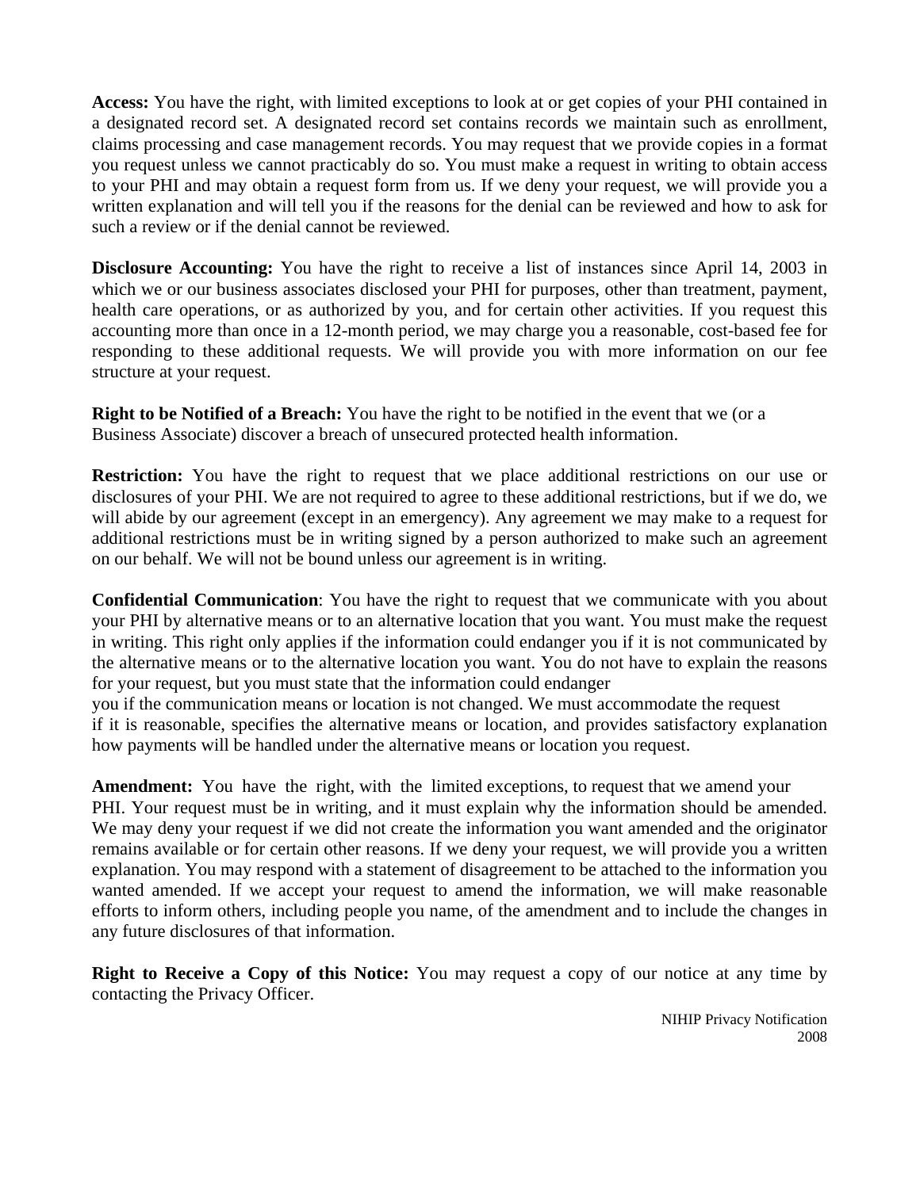**Access:** You have the right, with limited exceptions to look at or get copies of your PHI contained in a designated record set. A designated record set contains records we maintain such as enrollment, claims processing and case management records. You may request that we provide copies in a format you request unless we cannot practicably do so. You must make a request in writing to obtain access to your PHI and may obtain a request form from us. If we deny your request, we will provide you a written explanation and will tell you if the reasons for the denial can be reviewed and how to ask for such a review or if the denial cannot be reviewed.

**Disclosure Accounting:** You have the right to receive a list of instances since April 14, 2003 in which we or our business associates disclosed your PHI for purposes, other than treatment, payment, health care operations, or as authorized by you, and for certain other activities. If you request this accounting more than once in a 12-month period, we may charge you a reasonable, cost-based fee for responding to these additional requests. We will provide you with more information on our fee structure at your request.

**Right to be Notified of a Breach:** You have the right to be notified in the event that we (or a Business Associate) discover a breach of unsecured protected health information.

**Restriction:** You have the right to request that we place additional restrictions on our use or disclosures of your PHI. We are not required to agree to these additional restrictions, but if we do, we will abide by our agreement (except in an emergency). Any agreement we may make to a request for additional restrictions must be in writing signed by a person authorized to make such an agreement on our behalf. We will not be bound unless our agreement is in writing.

**Confidential Communication**: You have the right to request that we communicate with you about your PHI by alternative means or to an alternative location that you want. You must make the request in writing. This right only applies if the information could endanger you if it is not communicated by the alternative means or to the alternative location you want. You do not have to explain the reasons for your request, but you must state that the information could endanger you if the communication means or location is not changed. We must accommodate the request if it is reasonable, specifies the alternative means or location, and provides satisfactory explanation how payments will be handled under the alternative means or location you request.

**Amendment:** You have the right, with the limited exceptions, to request that we amend your PHI. Your request must be in writing, and it must explain why the information should be amended. We may deny your request if we did not create the information you want amended and the originator remains available or for certain other reasons. If we deny your request, we will provide you a written explanation. You may respond with a statement of disagreement to be attached to the information you wanted amended. If we accept your request to amend the information, we will make reasonable efforts to inform others, including people you name, of the amendment and to include the changes in any future disclosures of that information.

**Right to Receive a Copy of this Notice:** You may request a copy of our notice at any time by contacting the Privacy Officer.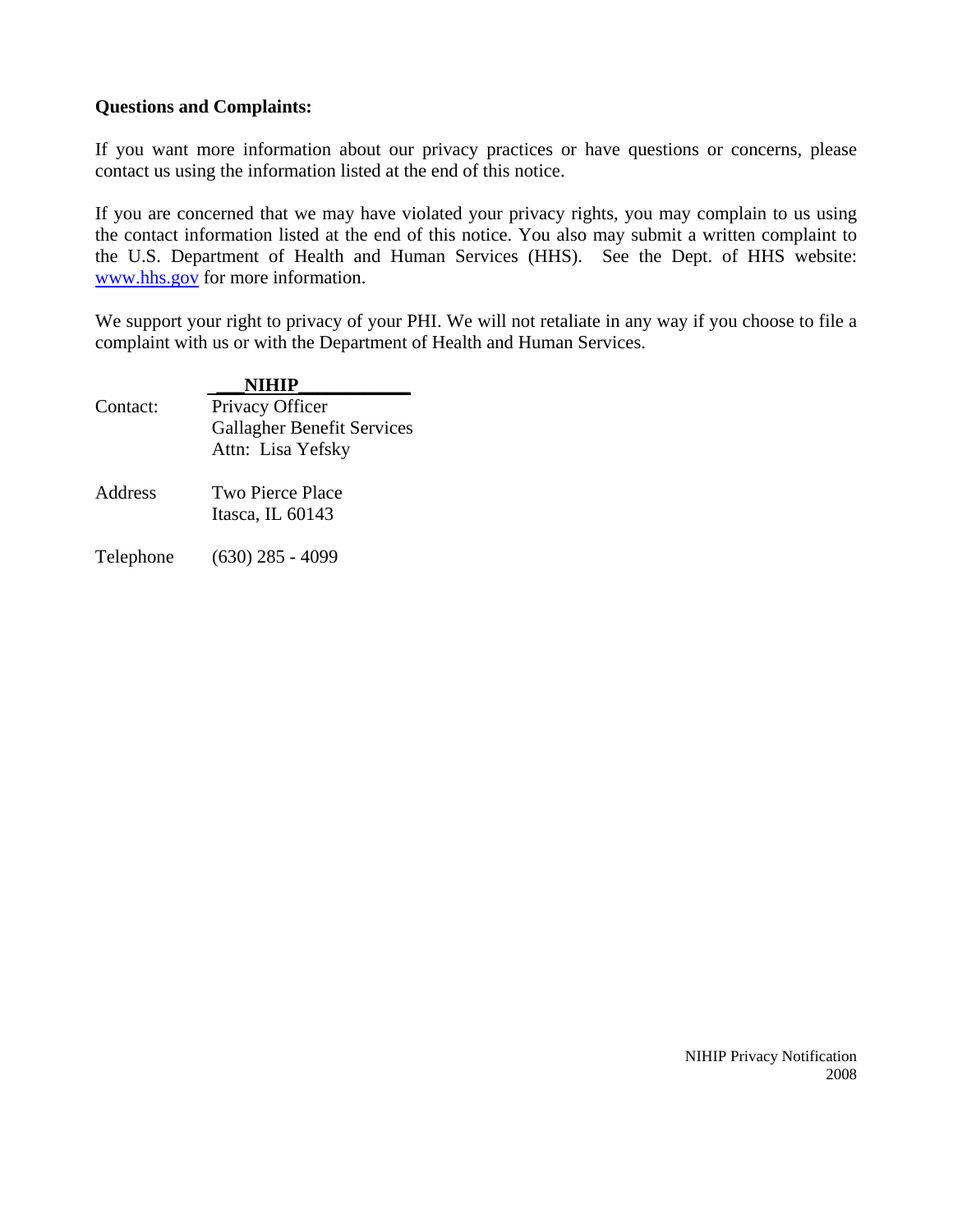**Questions and Complaints:**

If you want more information about our privacy practices or have questions or concerns, please contact us using the information listed at the end of this notice.

If you are concerned that we may have violated your privacy rights, you may complain to us using the contact information listed at the end of this notice. You also may submit a written complaint to the U.S. Department of Health and Human Services (HHS). See the Dept. of HHS website: [www.hhs.gov](www.hhs.gov) for more information.

We support your right to privacy of your PHI. We will not retaliate in any way if you choose to file a complaint with us or with the Department of Health and Human Services.

| | |
|---|---|
| | **NIHIP** |
| Contact: | Privacy Officer<br>Gallagher Benefit Services<br>Attn: Lisa Yefsky |
| Address | Two Pierce Place<br>Itasca, IL 60143 |
| Telephone | (630) 285 - 4099 |

NIHIP Privacy Notification
2008